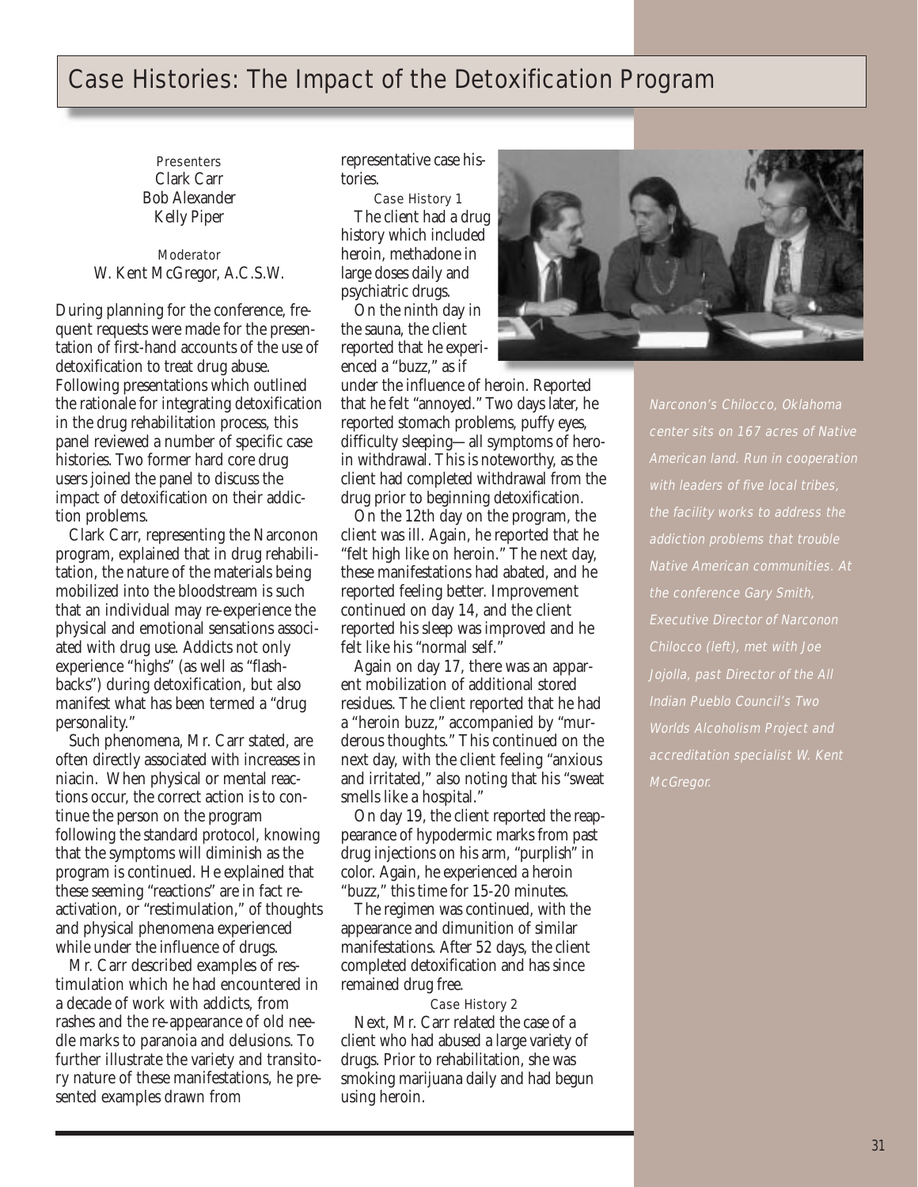# Case Histories: The Impact of the Detoxification Program

Presenters
Clark Carr
Bob Alexander
Kelly Piper

Moderator
W. Kent McGregor, A.C.S.W.

During planning for the conference, frequent requests were made for the presentation of first-hand accounts of the use of detoxification to treat drug abuse. Following presentations which outlined the rationale for integrating detoxification in the drug rehabilitation process, this panel reviewed a number of specific case histories. Two former hard core drug users joined the panel to discuss the impact of detoxification on their addiction problems.

Clark Carr, representing the Narconon program, explained that in drug rehabilitation, the nature of the materials being mobilized into the bloodstream is such that an individual may re-experience the physical and emotional sensations associated with drug use. Addicts not only experience "highs" (as well as "flashbacks") during detoxification, but also manifest what has been termed a "drug personality."

Such phenomena, Mr. Carr stated, are often directly associated with increases in niacin. When physical or mental reactions occur, the correct action is to continue the person on the program following the standard protocol, knowing that the symptoms will diminish as the program is continued. He explained that these seeming "reactions" are in fact reactivation, or "restimulation," of thoughts and physical phenomena experienced while under the influence of drugs.

Mr. Carr described examples of restimulation which he had encountered in a decade of work with addicts, from rashes and the re-appearance of old needle marks to paranoia and delusions. To further illustrate the variety and transitory nature of these manifestations, he presented examples drawn from representative case histories.

### Case History 1

The client had a drug history which included heroin, methadone in large doses daily and psychiatric drugs.

On the ninth day in the sauna, the client reported that he experienced a "buzz," as if under the influence of heroin. Reported that he felt "annoyed." Two days later, he reported stomach problems, puffy eyes, difficulty sleeping—all symptoms of heroin withdrawal. This is noteworthy, as the client had completed withdrawal from the drug prior to beginning detoxification.

On the 12th day on the program, the client was ill. Again, he reported that he "felt high like on heroin." The next day, these manifestations had abated, and he reported feeling better. Improvement continued on day 14, and the client reported his sleep was improved and he felt like his "normal self."

Again on day 17, there was an apparent mobilization of additional stored residues. The client reported that he had a "heroin buzz," accompanied by "murderous thoughts." This continued on the next day, with the client feeling "anxious and irritated," also noting that his "sweat smells like a hospital."

On day 19, the client reported the reappearance of hypodermic marks from past drug injections on his arm, "purplish" in color. Again, he experienced a heroin "buzz," this time for 15-20 minutes.

The regimen was continued, with the appearance and dimunition of similar manifestations. After 52 days, the client completed detoxification and has since remained drug free.

### Case History 2

Next, Mr. Carr related the case of a client who had abused a large variety of drugs. Prior to rehabilitation, she was smoking marijuana daily and had begun using heroin.

*Narconon's Chilocco, Oklahoma center sits on 167 acres of Native American land. Run in cooperation with leaders of five local tribes, the facility works to address the addiction problems that trouble Native American communities. At the conference Gary Smith, Executive Director of Narconon Chilocco (left), met with Joe Jojolla, past Director of the All Indian Pueblo Council's Two Worlds Alcoholism Project and accreditation specialist W. Kent McGregor.*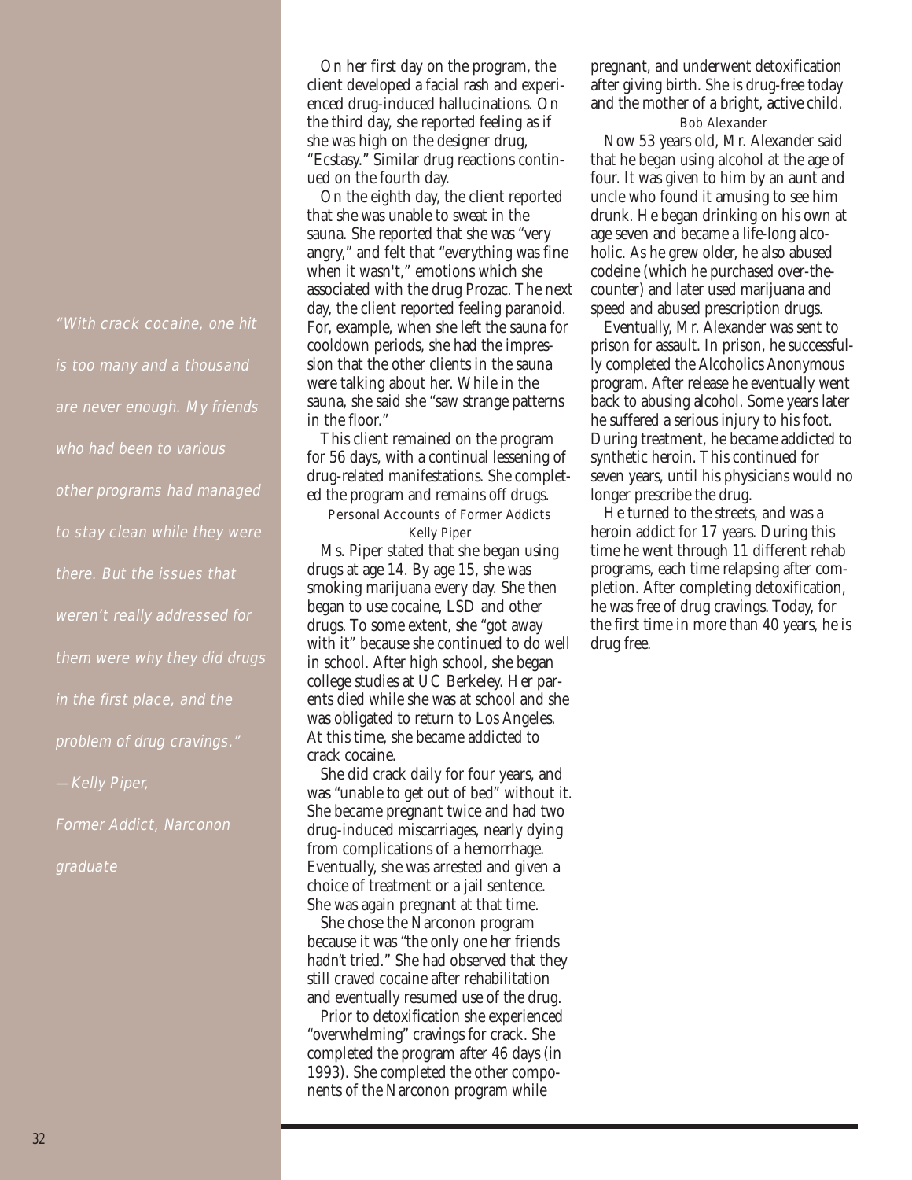On her first day on the program, the client developed a facial rash and experienced drug-induced hallucinations. On the third day, she reported feeling as if she was high on the designer drug, "Ecstasy." Similar drug reactions continued on the fourth day.

On the eighth day, the client reported that she was unable to sweat in the sauna. She reported that she was "very angry," and felt that "everything was fine when it wasn't," emotions which she associated with the drug Prozac. The next day, the client reported feeling paranoid. For, example, when she left the sauna for cooldown periods, she had the impression that the other clients in the sauna were talking about her. While in the sauna, she said she "saw strange patterns in the floor."

This client remained on the program for 56 days, with a continual lessening of drug-related manifestations. She completed the program and remains off drugs.

### Personal Accounts of Former Addicts

#### Kelly Piper

Ms. Piper stated that she began using drugs at age 14. By age 15, she was smoking marijuana every day. She then began to use cocaine, LSD and other drugs. To some extent, she "got away with it" because she continued to do well in school. After high school, she began college studies at UC Berkeley. Her parents died while she was at school and she was obligated to return to Los Angeles. At this time, she became addicted to crack cocaine.

She did crack daily for four years, and was "unable to get out of bed" without it. She became pregnant twice and had two drug-induced miscarriages, nearly dying from complications of a hemorrhage. Eventually, she was arrested and given a choice of treatment or a jail sentence. She was again pregnant at that time.

She chose the Narconon program because it was "the only one her friends hadn't tried." She had observed that they still craved cocaine after rehabilitation and eventually resumed use of the drug.

Prior to detoxification she experienced "overwhelming" cravings for crack. She completed the program after 46 days (in 1993). She completed the other components of the Narconon program while pregnant, and underwent detoxification after giving birth. She is drug-free today and the mother of a bright, active child.

*"With crack cocaine, one hit is too many and a thousand are never enough. My friends who had been to various other programs had managed to stay clean while they were there. But the issues that weren't really addressed for them were why they did drugs in the first place, and the problem of drug cravings."*

*—Kelly Piper, Former Addict, Narconon graduate*

#### Bob Alexander

Now 53 years old, Mr. Alexander said that he began using alcohol at the age of four. It was given to him by an aunt and uncle who found it amusing to see him drunk. He began drinking on his own at age seven and became a life-long alcoholic. As he grew older, he also abused codeine (which he purchased over-the-counter) and later used marijuana and speed and abused prescription drugs.

Eventually, Mr. Alexander was sent to prison for assault. In prison, he successfully completed the Alcoholics Anonymous program. After release he eventually went back to abusing alcohol. Some years later he suffered a serious injury to his foot. During treatment, he became addicted to synthetic heroin. This continued for seven years, until his physicians would no longer prescribe the drug.

He turned to the streets, and was a heroin addict for 17 years. During this time he went through 11 different rehab programs, each time relapsing after completion. After completing detoxification, he was free of drug cravings. Today, for the first time in more than 40 years, he is drug free.